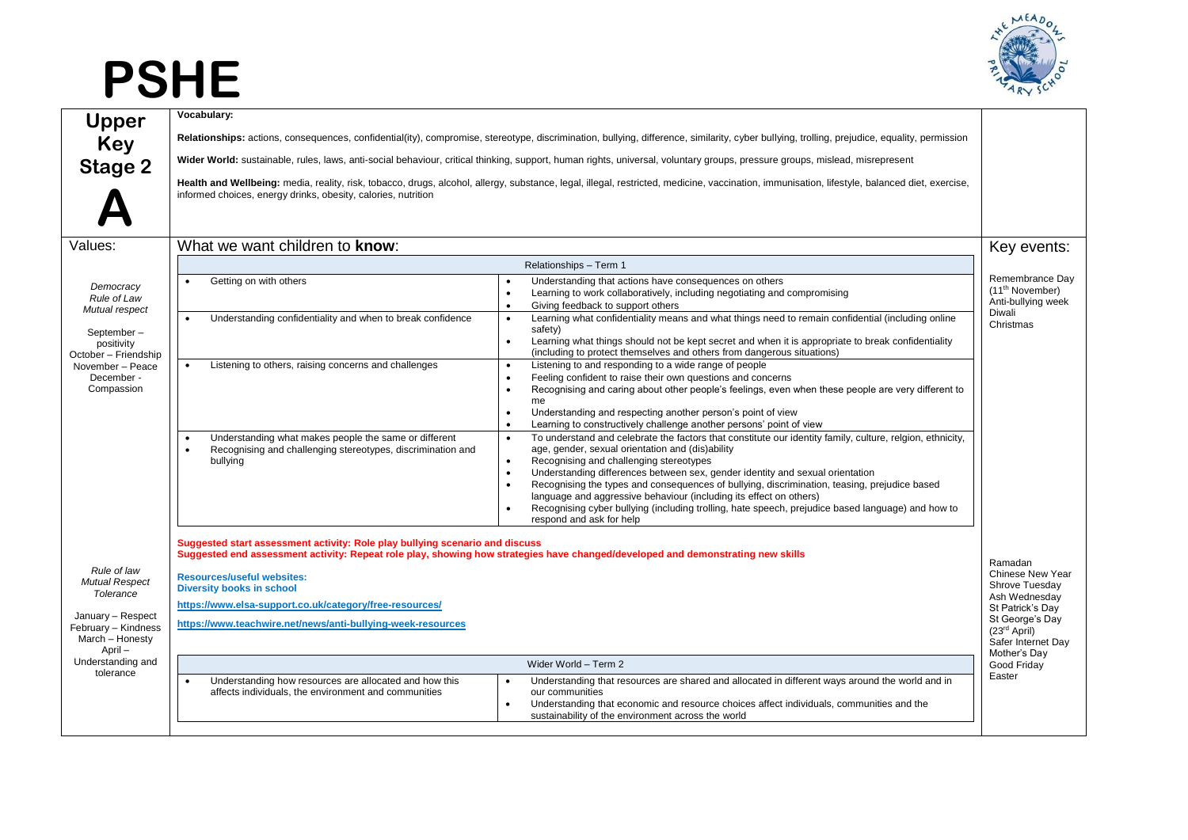# PSHE

## Upper Key Stage 2

## A

**Vocabulary:**

**Relationships:** actions, consequences, confidential(ity), compromise, stereotype, discrimination, bullying, difference, similarity, cyber bullying, trolling, prejudice, equality, permission

**Wider World:** sustainable, rules, laws, anti-social behaviour, critical thinking, support, human rights, universal, voluntary groups, pressure groups, mislead, misrepresent

**Health and Wellbeing:** media, reality, risk, tobacco, drugs, alcohol, allergy, substance, legal, illegal, restricted, medicine, vaccination, immunisation, lifestyle, balanced diet, exercise, informed choices, energy drinks, obesity, calories, nutrition

### Values:

*Democracy*
*Rule of Law*
*Mutual respect*

September – positivity
October – Friendship
November – Peace
December - Compassion

### What we want children to **know**:

| Relationships – Term 1 | |
|---|---|
| • Getting on with others | • Understanding that actions have consequences on others<br>• Learning to work collaboratively, including negotiating and compromising<br>• Giving feedback to support others |
| • Understanding confidentiality and when to break confidence | • Learning what confidentiality means and what things need to remain confidential (including online safety)<br>• Learning what things should not be kept secret and when it is appropriate to break confidentiality (including to protect themselves and others from dangerous situations) |
| • Listening to others, raising concerns and challenges | • Listening to and responding to a wide range of people<br>• Feeling confident to raise their own questions and concerns<br>• Recognising and caring about other people's feelings, even when these people are very different to me<br>• Understanding and respecting another person's point of view<br>• Learning to constructively challenge another persons' point of view |
| • Understanding what makes people the same or different<br>• Recognising and challenging stereotypes, discrimination and bullying | • To understand and celebrate the factors that constitute our identity family, culture, relgion, ethnicity, age, gender, sexual orientation and (dis)ability<br>• Recognising and challenging stereotypes<br>• Understanding differences between sex, gender identity and sexual orientation<br>• Recognising the types and consequences of bullying, discrimination, teasing, prejudice based language and aggressive behaviour (including its effect on others)<br>• Recognising cyber bullying (including trolling, hate speech, prejudice based language) and how to respond and ask for help |

**Suggested start assessment activity: Role play bullying scenario and discuss**
**Suggested end assessment activity: Repeat role play, showing how strategies have changed/developed and demonstrating new skills**

**Resources/useful websites:**
**Diversity books in school**

https://www.elsa-support.co.uk/category/free-resources/

https://www.teachwire.net/news/anti-bullying-week-resources

### Key events:

Remembrance Day (11th November)
Anti-bullying week
Diwali
Christmas

*Rule of law*
*Mutual Respect*
*Tolerance*

January – Respect
February – Kindness
March – Honesty
April – Understanding and tolerance

| Wider World – Term 2 | |
|---|---|
| • Understanding how resources are allocated and how this affects individuals, the environment and communities | • Understanding that resources are shared and allocated in different ways around the world and in our communities<br>• Understanding that economic and resource choices affect individuals, communities and the sustainability of the environment across the world |

Ramadan
Chinese New Year
Shrove Tuesday
Ash Wednesday
St Patrick's Day
St George's Day (23rd April)
Safer Internet Day
Mother's Day
Good Friday
Easter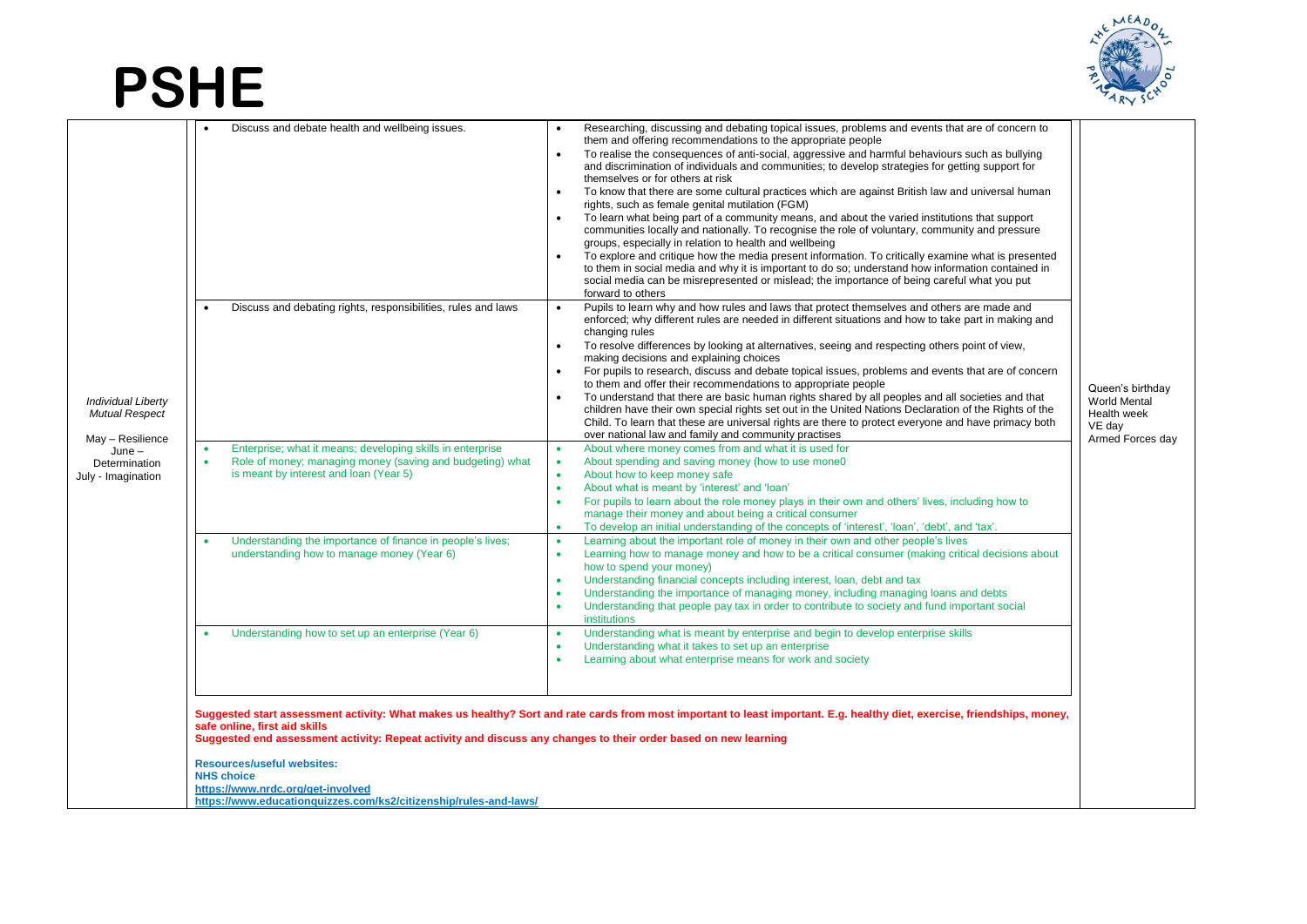# PSHE

| | | | |
|---|---|---|---|
| *Individual Liberty*<br>*Mutual Respect*<br><br>May – Resilience<br>June – Determination<br>July - Imagination | • Discuss and debate health and wellbeing issues. | • Researching, discussing and debating topical issues, problems and events that are of concern to them and offering recommendations to the appropriate people<br>• To realise the consequences of anti-social, aggressive and harmful behaviours such as bullying and discrimination of individuals and communities; to develop strategies for getting support for themselves or for others at risk<br>• To know that there are some cultural practices which are against British law and universal human rights, such as female genital mutilation (FGM)<br>• To learn what being part of a community means, and about the varied institutions that support communities locally and nationally. To recognise the role of voluntary, community and pressure groups, especially in relation to health and wellbeing<br>• To explore and critique how the media present information. To critically examine what is presented to them in social media and why it is important to do so; understand how information contained in social media can be misrepresented or mislead; the importance of being careful what you put forward to others | Queen's birthday<br>World Mental Health week<br>VE day<br>Armed Forces day |
| | • Discuss and debating rights, responsibilities, rules and laws | • Pupils to learn why and how rules and laws that protect themselves and others are made and enforced; why different rules are needed in different situations and how to take part in making and changing rules<br>• To resolve differences by looking at alternatives, seeing and respecting others point of view, making decisions and explaining choices<br>• For pupils to research, discuss and debate topical issues, problems and events that are of concern to them and offer their recommendations to appropriate people<br>• To understand that there are basic human rights shared by all peoples and all societies and that children have their own special rights set out in the United Nations Declaration of the Rights of the Child. To learn that these are universal rights are there to protect everyone and have primacy both over national law and family and community practises | |
| | • Enterprise; what it means; developing skills in enterprise<br>• Role of money; managing money (saving and budgeting) what is meant by interest and loan (Year 5) | • About where money comes from and what it is used for<br>• About spending and saving money (how to use mone0<br>• About how to keep money safe<br>• About what is meant by 'interest' and 'loan'<br>• For pupils to learn about the role money plays in their own and others' lives, including how to manage their money and about being a critical consumer<br>• To develop an initial understanding of the concepts of 'interest', 'loan', 'debt', and 'tax'. | |
| | • Understanding the importance of finance in people's lives; understanding how to manage money (Year 6) | • Learning about the important role of money in their own and other people's lives<br>• Learning how to manage money and how to be a critical consumer (making critical decisions about how to spend your money)<br>• Understanding financial concepts including interest, loan, debt and tax<br>• Understanding the importance of managing money, including managing loans and debts<br>• Understanding that people pay tax in order to contribute to society and fund important social institutions | |
| | • Understanding how to set up an enterprise (Year 6) | • Understanding what is meant by enterprise and begin to develop enterprise skills<br>• Understanding what it takes to set up an enterprise<br>• Learning about what enterprise means for work and society | |

**Suggested start assessment activity: What makes us healthy? Sort and rate cards from most important to least important. E.g. healthy diet, exercise, friendships, money, safe online, first aid skills**

**Suggested end assessment activity: Repeat activity and discuss any changes to their order based on new learning**

**Resources/useful websites:**

**NHS choice**

**https://www.nrdc.org/get-involved**

**https://www.educationquizzes.com/ks2/citizenship/rules-and-laws/**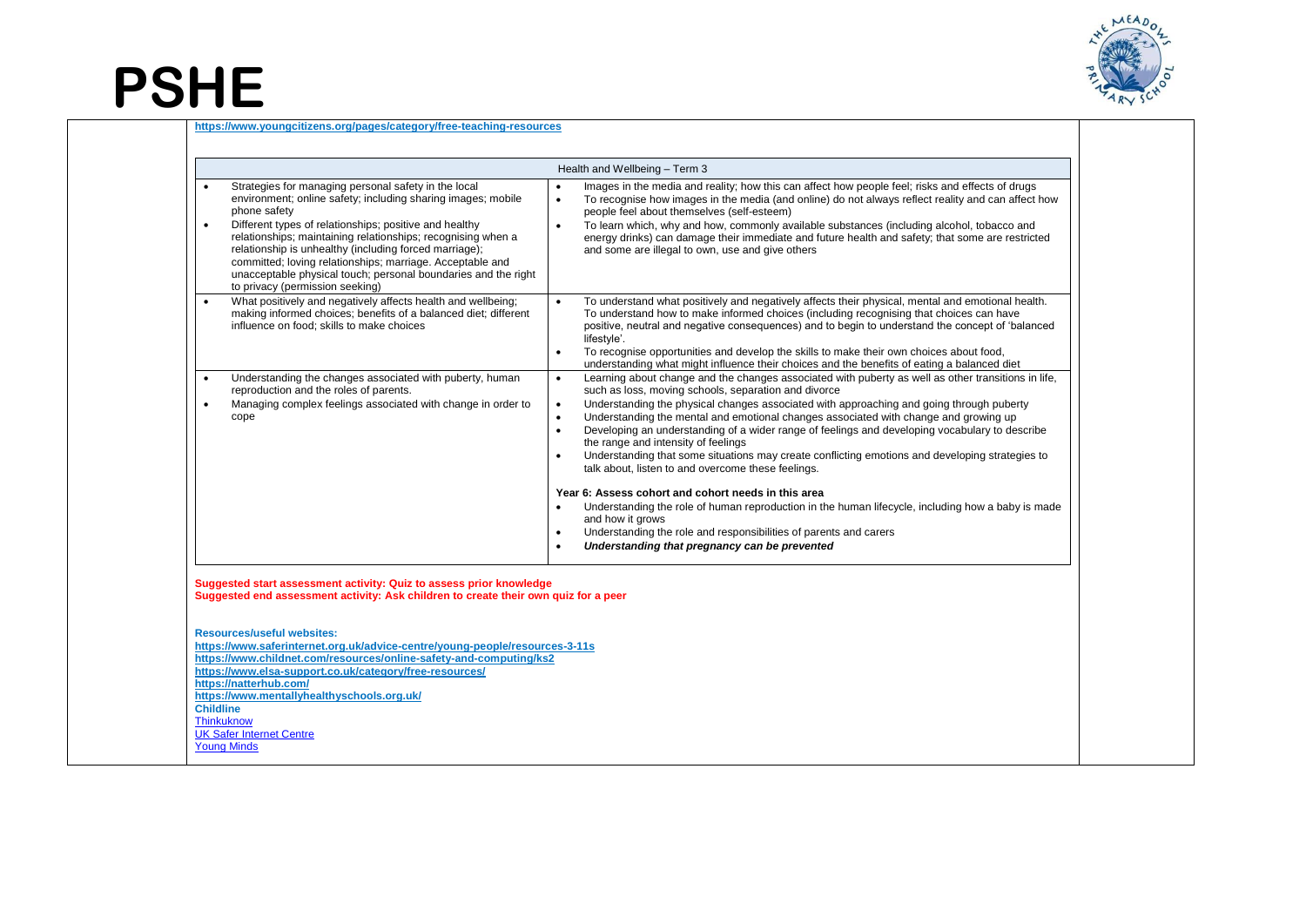# PSHE

https://www.youngcitizens.org/pages/category/free-teaching-resources

| Health and Wellbeing – Term 3 | |
|---|---|
| • Strategies for managing personal safety in the local environment; online safety; including sharing images; mobile phone safety<br>• Different types of relationships; positive and healthy relationships; maintaining relationships; recognising when a relationship is unhealthy (including forced marriage); committed; loving relationships; marriage. Acceptable and unacceptable physical touch; personal boundaries and the right to privacy (permission seeking) | • Images in the media and reality; how this can affect how people feel; risks and effects of drugs<br>• To recognise how images in the media (and online) do not always reflect reality and can affect how people feel about themselves (self-esteem)<br>• To learn which, why and how, commonly available substances (including alcohol, tobacco and energy drinks) can damage their immediate and future health and safety; that some are restricted and some are illegal to own, use and give others |
| • What positively and negatively affects health and wellbeing; making informed choices; benefits of a balanced diet; different influence on food; skills to make choices | • To understand what positively and negatively affects their physical, mental and emotional health. To understand how to make informed choices (including recognising that choices can have positive, neutral and negative consequences) and to begin to understand the concept of 'balanced lifestyle'.<br>• To recognise opportunities and develop the skills to make their own choices about food, understanding what might influence their choices and the benefits of eating a balanced diet |
| • Understanding the changes associated with puberty, human reproduction and the roles of parents.<br>• Managing complex feelings associated with change in order to cope | • Learning about change and the changes associated with puberty as well as other transitions in life, such as loss, moving schools, separation and divorce<br>• Understanding the physical changes associated with approaching and going through puberty<br>• Understanding the mental and emotional changes associated with change and growing up<br>• Developing an understanding of a wider range of feelings and developing vocabulary to describe the range and intensity of feelings<br>• Understanding that some situations may create conflicting emotions and developing strategies to talk about, listen to and overcome these feelings.<br><br>**Year 6: Assess cohort and cohort needs in this area**<br>• Understanding the role of human reproduction in the human lifecycle, including how a baby is made and how it grows<br>• Understanding the role and responsibilities of parents and carers<br>• ***Understanding that pregnancy can be prevented*** |

**Suggested start assessment activity: Quiz to assess prior knowledge**
**Suggested end assessment activity: Ask children to create their own quiz for a peer**

**Resources/useful websites:**
https://www.saferinternet.org.uk/advice-centre/young-people/resources-3-11s
https://www.childnet.com/resources/online-safety-and-computing/ks2
https://www.elsa-support.co.uk/category/free-resources/
https://natterhub.com/
https://www.mentallyhealthyschools.org.uk/
**Childline**
Thinkuknow
UK Safer Internet Centre
Young Minds